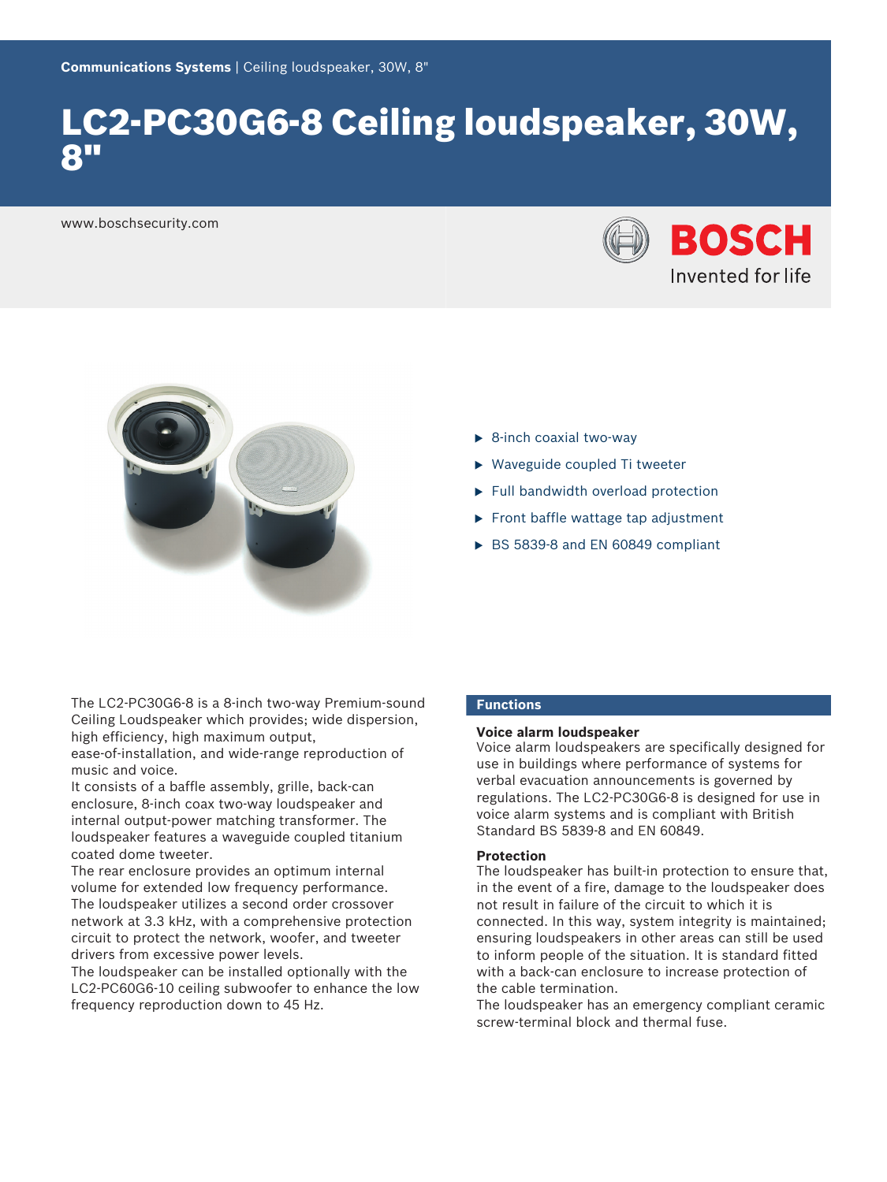**Communications Systems** | Ceiling loudspeaker, 30W, 8"

# LC2-PC30G6-8 Ceiling loudspeaker, 30W, 8"

www.boschsecurity.com

BOSCH
Invented for life

- 8-inch coaxial two-way
- Waveguide coupled Ti tweeter
- Full bandwidth overload protection
- Front baffle wattage tap adjustment
- BS 5839-8 and EN 60849 compliant

The LC2-PC30G6-8 is a 8-inch two-way Premium-sound Ceiling Loudspeaker which provides; wide dispersion, high efficiency, high maximum output, ease-of-installation, and wide-range reproduction of music and voice.
It consists of a baffle assembly, grille, back-can enclosure, 8-inch coax two-way loudspeaker and internal output-power matching transformer. The loudspeaker features a waveguide coupled titanium coated dome tweeter.
The rear enclosure provides an optimum internal volume for extended low frequency performance.
The loudspeaker utilizes a second order crossover network at 3.3 kHz, with a comprehensive protection circuit to protect the network, woofer, and tweeter drivers from excessive power levels.
The loudspeaker can be installed optionally with the LC2-PC60G6-10 ceiling subwoofer to enhance the low frequency reproduction down to 45 Hz.

## Functions

### Voice alarm loudspeaker

Voice alarm loudspeakers are specifically designed for use in buildings where performance of systems for verbal evacuation announcements is governed by regulations. The LC2-PC30G6-8 is designed for use in voice alarm systems and is compliant with British Standard BS 5839-8 and EN 60849.

### Protection

The loudspeaker has built-in protection to ensure that, in the event of a fire, damage to the loudspeaker does not result in failure of the circuit to which it is connected. In this way, system integrity is maintained; ensuring loudspeakers in other areas can still be used to inform people of the situation. It is standard fitted with a back-can enclosure to increase protection of the cable termination.
The loudspeaker has an emergency compliant ceramic screw-terminal block and thermal fuse.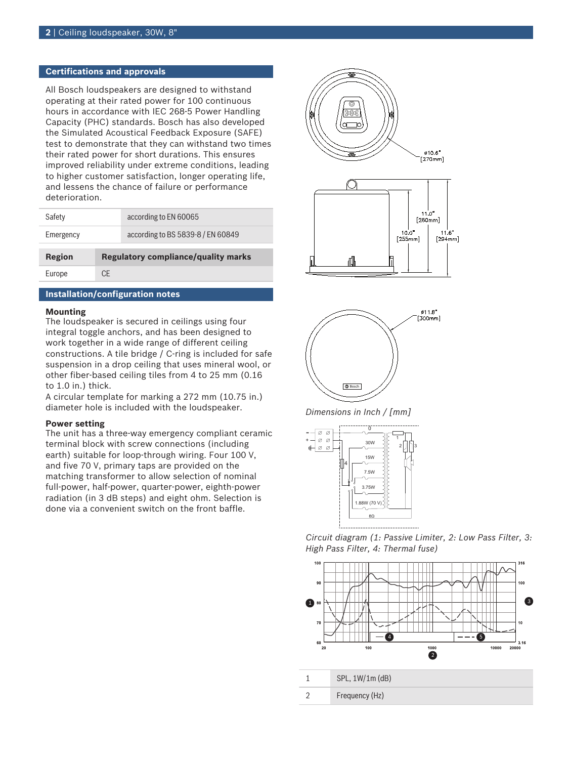## Certifications and approvals

All Bosch loudspeakers are designed to withstand operating at their rated power for 100 continuous hours in accordance with IEC 268-5 Power Handling Capacity (PHC) standards. Bosch has also developed the Simulated Acoustical Feedback Exposure (SAFE) test to demonstrate that they can withstand two times their rated power for short durations. This ensures improved reliability under extreme conditions, leading to higher customer satisfaction, longer operating life, and lessens the chance of failure or performance deterioration.

| | |
|---|---|
| Safety | according to EN 60065 |
| Emergency | according to BS 5839-8 / EN 60849 |

| Region | Regulatory compliance/quality marks |
|---|---|
| Europe | CE |

## Installation/configuration notes

**Mounting**

The loudspeaker is secured in ceilings using four integral toggle anchors, and has been designed to work together in a wide range of different ceiling constructions. A tile bridge / C-ring is included for safe suspension in a drop ceiling that uses mineral wool, or other fiber-based ceiling tiles from 4 to 25 mm (0.16 to 1.0 in.) thick.

A circular template for marking a 272 mm (10.75 in.) diameter hole is included with the loudspeaker.

**Power setting**

The unit has a three-way emergency compliant ceramic terminal block with screw connections (including earth) suitable for loop-through wiring. Four 100 V, and five 70 V, primary taps are provided on the matching transformer to allow selection of nominal full-power, half-power, quarter-power, eighth-power radiation (in 3 dB steps) and eight ohm. Selection is done via a convenient switch on the front baffle.

*Dimensions in Inch / [mm]*

*Circuit diagram (1: Passive Limiter, 2: Low Pass Filter, 3: High Pass Filter, 4: Thermal fuse)*

| | |
|---|---|
| 1 | SPL, 1W/1m (dB) |
| 2 | Frequency (Hz) |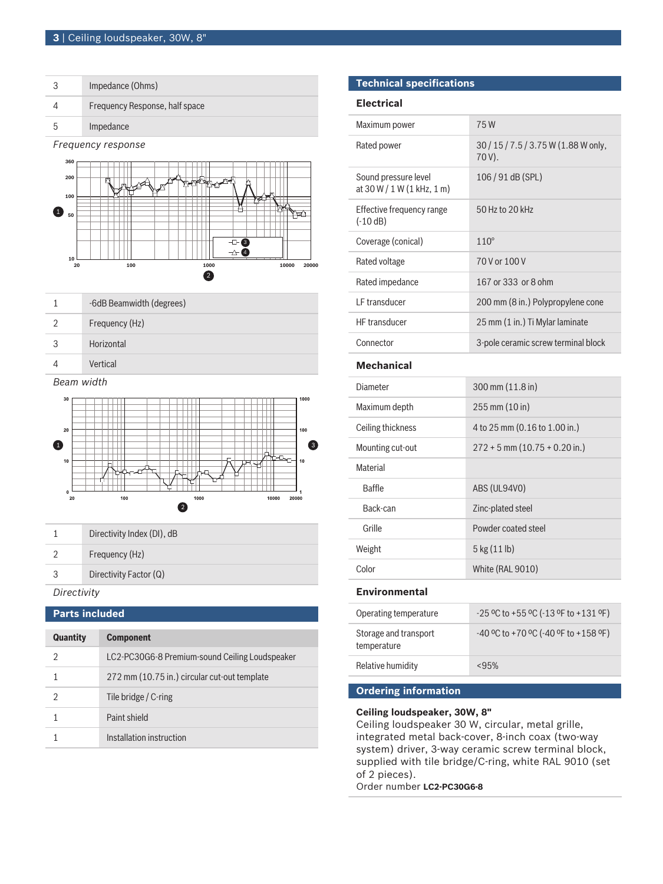| | |
|---|---|
| 3 | Impedance (Ohms) |
| 4 | Frequency Response, half space |
| 5 | Impedance |

*Frequency response*

| | |
|---|---|
| 1 | -6dB Beamwidth (degrees) |
| 2 | Frequency (Hz) |
| 3 | Horizontal |
| 4 | Vertical |

*Beam width*

| | |
|---|---|
| 1 | Directivity Index (DI), dB |
| 2 | Frequency (Hz) |
| 3 | Directivity Factor (Q) |

*Directivity*

## Parts included

| Quantity | Component |
|---|---|
| 2 | LC2-PC30G6-8 Premium-sound Ceiling Loudspeaker |
| 1 | 272 mm (10.75 in.) circular cut-out template |
| 2 | Tile bridge / C-ring |
| 1 | Paint shield |
| 1 | Installation instruction |

## Technical specifications

### Electrical

| | |
|---|---|
| Maximum power | 75 W |
| Rated power | 30 / 15 / 7.5 / 3.75 W (1.88 W only, 70 V). |
| Sound pressure level at 30 W / 1 W (1 kHz, 1 m) | 106 / 91 dB (SPL) |
| Effective frequency range (-10 dB) | 50 Hz to 20 kHz |
| Coverage (conical) | 110° |
| Rated voltage | 70 V or 100 V |
| Rated impedance | 167 or 333 or 8 ohm |
| LF transducer | 200 mm (8 in.) Polypropylene cone |
| HF transducer | 25 mm (1 in.) Ti Mylar laminate |
| Connector | 3-pole ceramic screw terminal block |

### Mechanical

| | |
|---|---|
| Diameter | 300 mm (11.8 in) |
| Maximum depth | 255 mm (10 in) |
| Ceiling thickness | 4 to 25 mm (0.16 to 1.00 in.) |
| Mounting cut-out | 272 + 5 mm (10.75 + 0.20 in.) |
| Material | |
| Baffle | ABS (UL94V0) |
| Back-can | Zinc-plated steel |
| Grille | Powder coated steel |
| Weight | 5 kg (11 lb) |
| Color | White (RAL 9010) |

### Environmental

| | |
|---|---|
| Operating temperature | -25 ºC to +55 ºC (-13 ºF to +131 ºF) |
| Storage and transport temperature | -40 ºC to +70 ºC (-40 ºF to +158 ºF) |
| Relative humidity | <95% |

## Ordering information

**Ceiling loudspeaker, 30W, 8"**
Ceiling loudspeaker 30 W, circular, metal grille, integrated metal back-cover, 8-inch coax (two-way system) driver, 3-way ceramic screw terminal block, supplied with tile bridge/C-ring, white RAL 9010 (set of 2 pieces).
Order number **LC2-PC30G6-8**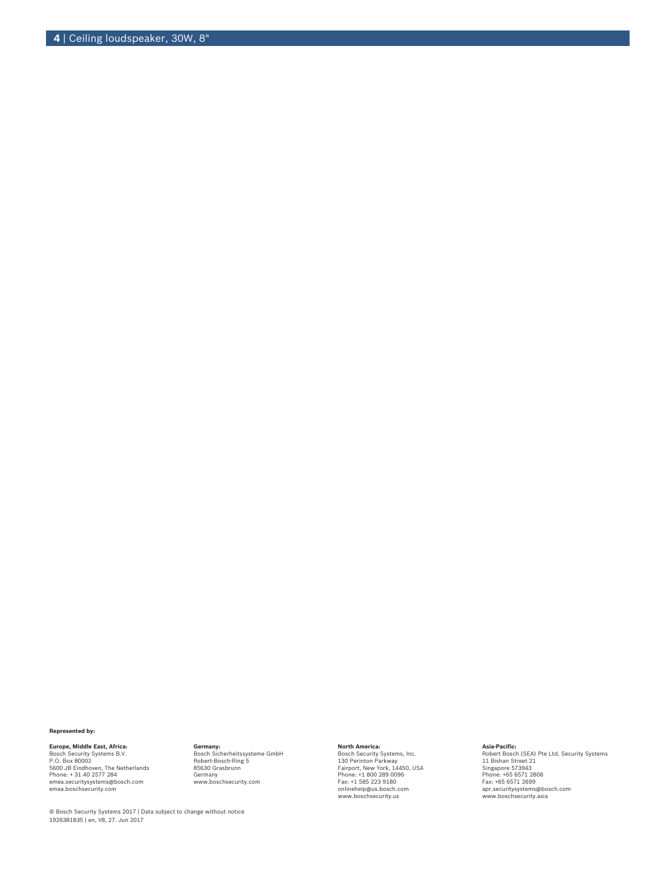**Represented by:**

**Europe, Middle East, Africa:**
Bosch Security Systems B.V.
P.O. Box 80002
5600 JB Eindhoven, The Netherlands
Phone: + 31 40 2577 284
emea.securitysystems@bosch.com
emea.boschsecurity.com

**Germany:**
Bosch Sicherheitssysteme GmbH
Robert-Bosch-Ring 5
85630 Grasbrunn
Germany
www.boschsecurity.com

**North America:**
Bosch Security Systems, Inc.
130 Perinton Parkway
Fairport, New York, 14450, USA
Phone: +1 800 289 0096
Fax: +1 585 223 9180
onlinehelp@us.bosch.com
www.boschsecurity.us

**Asia-Pacific:**
Robert Bosch (SEA) Pte Ltd, Security Systems
11 Bishan Street 21
Singapore 573943
Phone: +65 6571 2808
Fax: +65 6571 2699
apr.securitysystems@bosch.com
www.boschsecurity.asia

© Bosch Security Systems 2017 | Data subject to change without notice
1926381835 | en, V8, 27. Jun 2017